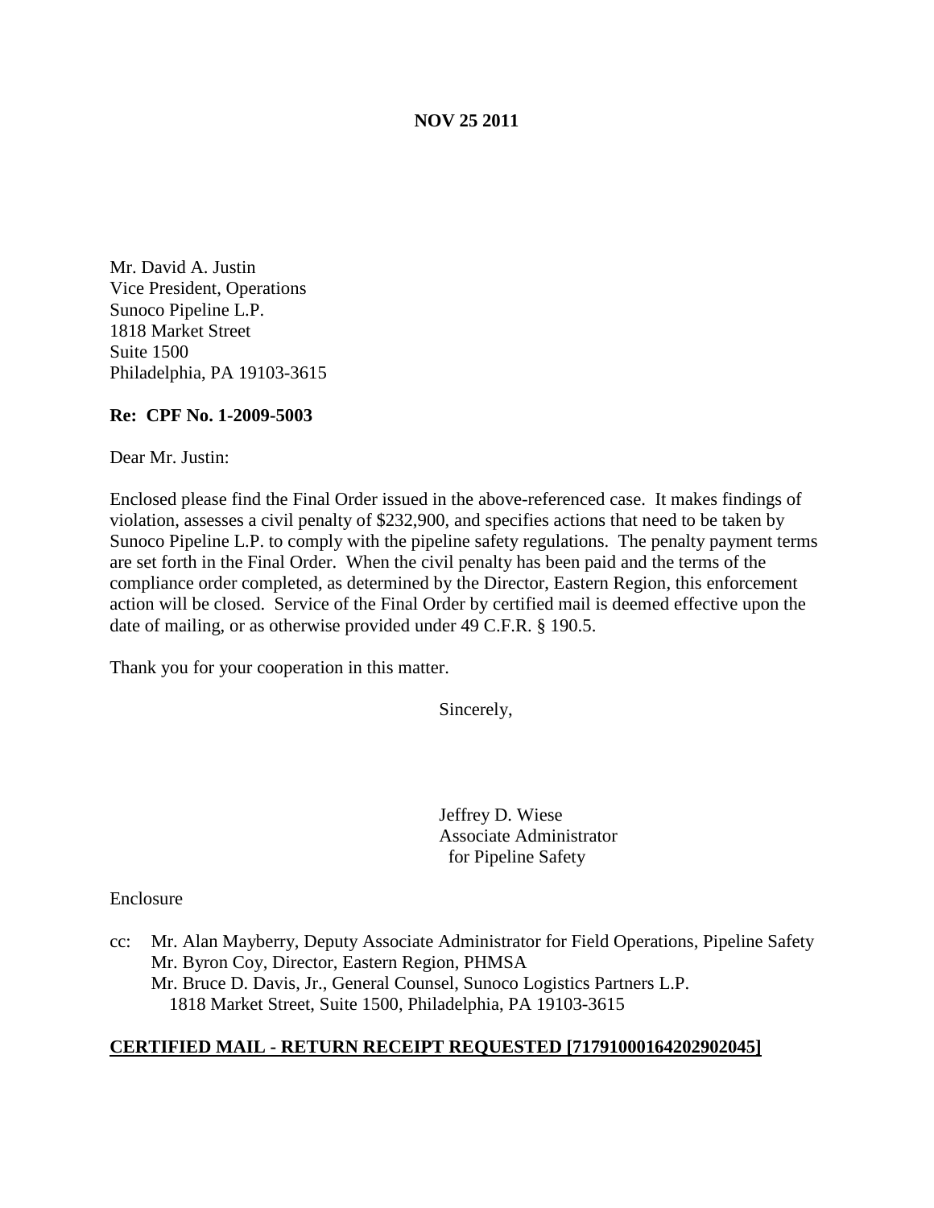**NOV 25 2011**

Mr. David A. Justin
Vice President, Operations
Sunoco Pipeline L.P.
1818 Market Street
Suite 1500
Philadelphia, PA 19103-3615

**Re: CPF No. 1-2009-5003**

Dear Mr. Justin:

Enclosed please find the Final Order issued in the above-referenced case. It makes findings of violation, assesses a civil penalty of $232,900, and specifies actions that need to be taken by Sunoco Pipeline L.P. to comply with the pipeline safety regulations. The penalty payment terms are set forth in the Final Order. When the civil penalty has been paid and the terms of the compliance order completed, as determined by the Director, Eastern Region, this enforcement action will be closed. Service of the Final Order by certified mail is deemed effective upon the date of mailing, or as otherwise provided under 49 C.F.R. § 190.5.

Thank you for your cooperation in this matter.

Sincerely,

Jeffrey D. Wiese
Associate Administrator
for Pipeline Safety

Enclosure

cc: Mr. Alan Mayberry, Deputy Associate Administrator for Field Operations, Pipeline Safety
Mr. Byron Coy, Director, Eastern Region, PHMSA
Mr. Bruce D. Davis, Jr., General Counsel, Sunoco Logistics Partners L.P.
1818 Market Street, Suite 1500, Philadelphia, PA 19103-3615

**CERTIFIED MAIL - RETURN RECEIPT REQUESTED [71791000164202902045]**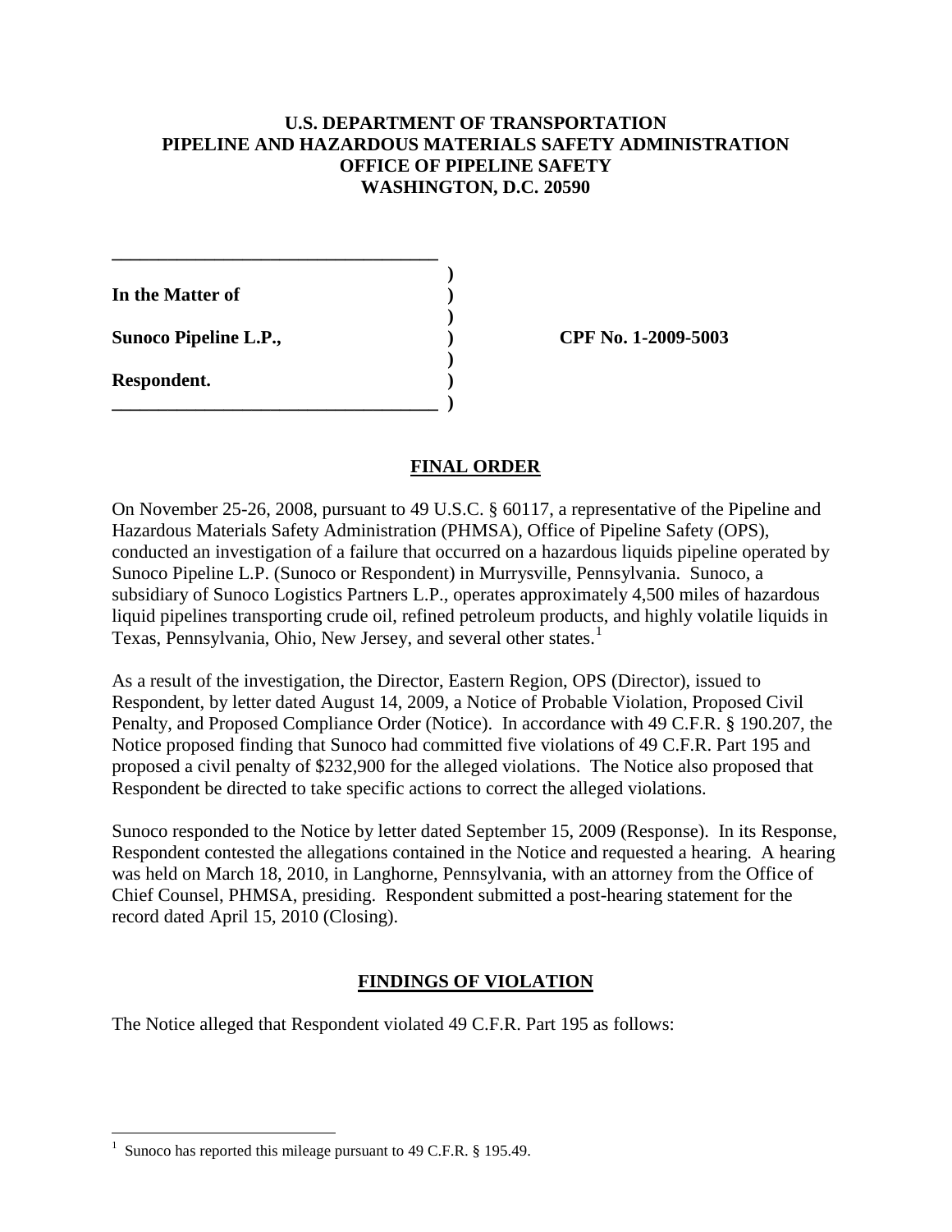**U.S. DEPARTMENT OF TRANSPORTATION**
**PIPELINE AND HAZARDOUS MATERIALS SAFETY ADMINISTRATION**
**OFFICE OF PIPELINE SAFETY**
**WASHINGTON, D.C. 20590**

| | | |
|---|---|---|
| **In the Matter of** | ) | |
| | ) | |
| **Sunoco Pipeline L.P.,** | ) | **CPF No. 1-2009-5003** |
| | ) | |
| **Respondent.** | ) | |

## FINAL ORDER

On November 25-26, 2008, pursuant to 49 U.S.C. § 60117, a representative of the Pipeline and Hazardous Materials Safety Administration (PHMSA), Office of Pipeline Safety (OPS), conducted an investigation of a failure that occurred on a hazardous liquids pipeline operated by Sunoco Pipeline L.P. (Sunoco or Respondent) in Murrysville, Pennsylvania. Sunoco, a subsidiary of Sunoco Logistics Partners L.P., operates approximately 4,500 miles of hazardous liquid pipelines transporting crude oil, refined petroleum products, and highly volatile liquids in Texas, Pennsylvania, Ohio, New Jersey, and several other states.[1]

As a result of the investigation, the Director, Eastern Region, OPS (Director), issued to Respondent, by letter dated August 14, 2009, a Notice of Probable Violation, Proposed Civil Penalty, and Proposed Compliance Order (Notice). In accordance with 49 C.F.R. § 190.207, the Notice proposed finding that Sunoco had committed five violations of 49 C.F.R. Part 195 and proposed a civil penalty of $232,900 for the alleged violations. The Notice also proposed that Respondent be directed to take specific actions to correct the alleged violations.

Sunoco responded to the Notice by letter dated September 15, 2009 (Response). In its Response, Respondent contested the allegations contained in the Notice and requested a hearing. A hearing was held on March 18, 2010, in Langhorne, Pennsylvania, with an attorney from the Office of Chief Counsel, PHMSA, presiding. Respondent submitted a post-hearing statement for the record dated April 15, 2010 (Closing).

## FINDINGS OF VIOLATION

The Notice alleged that Respondent violated 49 C.F.R. Part 195 as follows:

[1] Sunoco has reported this mileage pursuant to 49 C.F.R. § 195.49.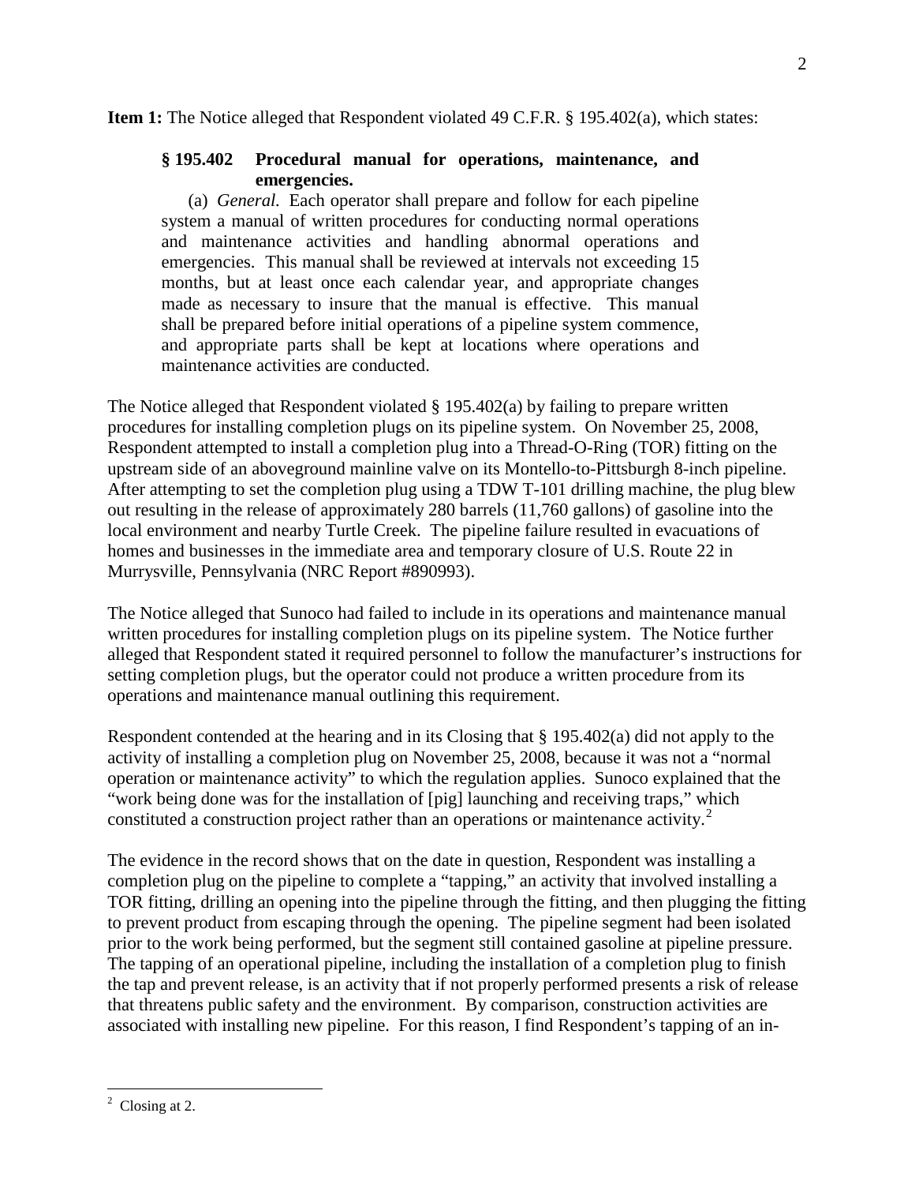**Item 1:** The Notice alleged that Respondent violated 49 C.F.R. § 195.402(a), which states:

> **§ 195.402 Procedural manual for operations, maintenance, and emergencies.**
>
> (a) *General.* Each operator shall prepare and follow for each pipeline system a manual of written procedures for conducting normal operations and maintenance activities and handling abnormal operations and emergencies. This manual shall be reviewed at intervals not exceeding 15 months, but at least once each calendar year, and appropriate changes made as necessary to insure that the manual is effective. This manual shall be prepared before initial operations of a pipeline system commence, and appropriate parts shall be kept at locations where operations and maintenance activities are conducted.

The Notice alleged that Respondent violated § 195.402(a) by failing to prepare written procedures for installing completion plugs on its pipeline system. On November 25, 2008, Respondent attempted to install a completion plug into a Thread-O-Ring (TOR) fitting on the upstream side of an aboveground mainline valve on its Montello-to-Pittsburgh 8-inch pipeline. After attempting to set the completion plug using a TDW T-101 drilling machine, the plug blew out resulting in the release of approximately 280 barrels (11,760 gallons) of gasoline into the local environment and nearby Turtle Creek. The pipeline failure resulted in evacuations of homes and businesses in the immediate area and temporary closure of U.S. Route 22 in Murrysville, Pennsylvania (NRC Report #890993).

The Notice alleged that Sunoco had failed to include in its operations and maintenance manual written procedures for installing completion plugs on its pipeline system. The Notice further alleged that Respondent stated it required personnel to follow the manufacturer's instructions for setting completion plugs, but the operator could not produce a written procedure from its operations and maintenance manual outlining this requirement.

Respondent contended at the hearing and in its Closing that § 195.402(a) did not apply to the activity of installing a completion plug on November 25, 2008, because it was not a "normal operation or maintenance activity" to which the regulation applies. Sunoco explained that the "work being done was for the installation of [pig] launching and receiving traps," which constituted a construction project rather than an operations or maintenance activity.[2]

The evidence in the record shows that on the date in question, Respondent was installing a completion plug on the pipeline to complete a "tapping," an activity that involved installing a TOR fitting, drilling an opening into the pipeline through the fitting, and then plugging the fitting to prevent product from escaping through the opening. The pipeline segment had been isolated prior to the work being performed, but the segment still contained gasoline at pipeline pressure. The tapping of an operational pipeline, including the installation of a completion plug to finish the tap and prevent release, is an activity that if not properly performed presents a risk of release that threatens public safety and the environment. By comparison, construction activities are associated with installing new pipeline. For this reason, I find Respondent's tapping of an in-

---

[2] Closing at 2.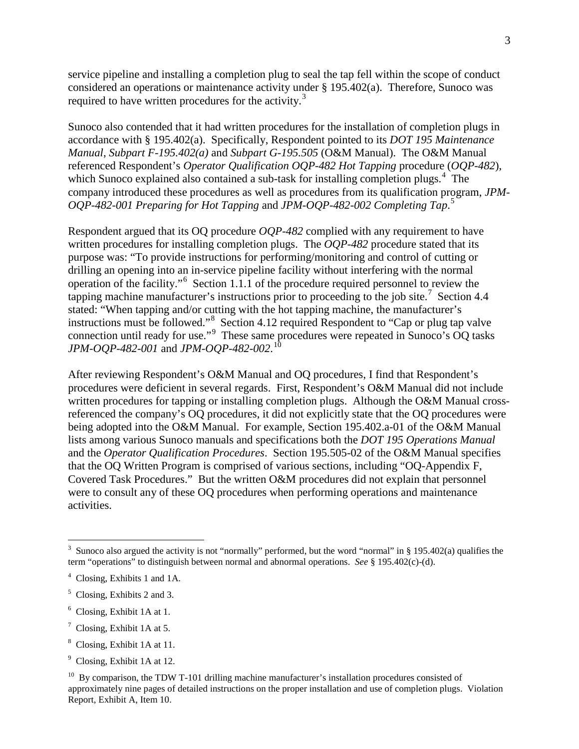service pipeline and installing a completion plug to seal the tap fell within the scope of conduct considered an operations or maintenance activity under § 195.402(a). Therefore, Sunoco was required to have written procedures for the activity.[3]

Sunoco also contended that it had written procedures for the installation of completion plugs in accordance with § 195.402(a). Specifically, Respondent pointed to its *DOT 195 Maintenance Manual, Subpart F-195.402(a)* and *Subpart G-195.505* (O&M Manual). The O&M Manual referenced Respondent's *Operator Qualification OQP-482 Hot Tapping* procedure (*OQP-482*), which Sunoco explained also contained a sub-task for installing completion plugs.[4] The company introduced these procedures as well as procedures from its qualification program, *JPM-OQP-482-001 Preparing for Hot Tapping* and *JPM-OQP-482-002 Completing Tap*.[5]

Respondent argued that its OQ procedure *OQP-482* complied with any requirement to have written procedures for installing completion plugs. The *OQP-482* procedure stated that its purpose was: "To provide instructions for performing/monitoring and control of cutting or drilling an opening into an in-service pipeline facility without interfering with the normal operation of the facility."[6] Section 1.1.1 of the procedure required personnel to review the tapping machine manufacturer's instructions prior to proceeding to the job site.[7] Section 4.4 stated: "When tapping and/or cutting with the hot tapping machine, the manufacturer's instructions must be followed."[8] Section 4.12 required Respondent to "Cap or plug tap valve connection until ready for use."[9] These same procedures were repeated in Sunoco's OQ tasks *JPM-OQP-482-001* and *JPM-OQP-482-002*.[10]

After reviewing Respondent's O&M Manual and OQ procedures, I find that Respondent's procedures were deficient in several regards. First, Respondent's O&M Manual did not include written procedures for tapping or installing completion plugs. Although the O&M Manual cross-referenced the company's OQ procedures, it did not explicitly state that the OQ procedures were being adopted into the O&M Manual. For example, Section 195.402.a-01 of the O&M Manual lists among various Sunoco manuals and specifications both the *DOT 195 Operations Manual* and the *Operator Qualification Procedures*. Section 195.505-02 of the O&M Manual specifies that the OQ Written Program is comprised of various sections, including "OQ-Appendix F, Covered Task Procedures." But the written O&M procedures did not explain that personnel were to consult any of these OQ procedures when performing operations and maintenance activities.

---

[3] Sunoco also argued the activity is not "normally" performed, but the word "normal" in § 195.402(a) qualifies the term "operations" to distinguish between normal and abnormal operations. *See* § 195.402(c)-(d).

[4] Closing, Exhibits 1 and 1A.

[5] Closing, Exhibits 2 and 3.

[6] Closing, Exhibit 1A at 1.

[7] Closing, Exhibit 1A at 5.

[8] Closing, Exhibit 1A at 11.

[9] Closing, Exhibit 1A at 12.

[10] By comparison, the TDW T-101 drilling machine manufacturer's installation procedures consisted of approximately nine pages of detailed instructions on the proper installation and use of completion plugs. Violation Report, Exhibit A, Item 10.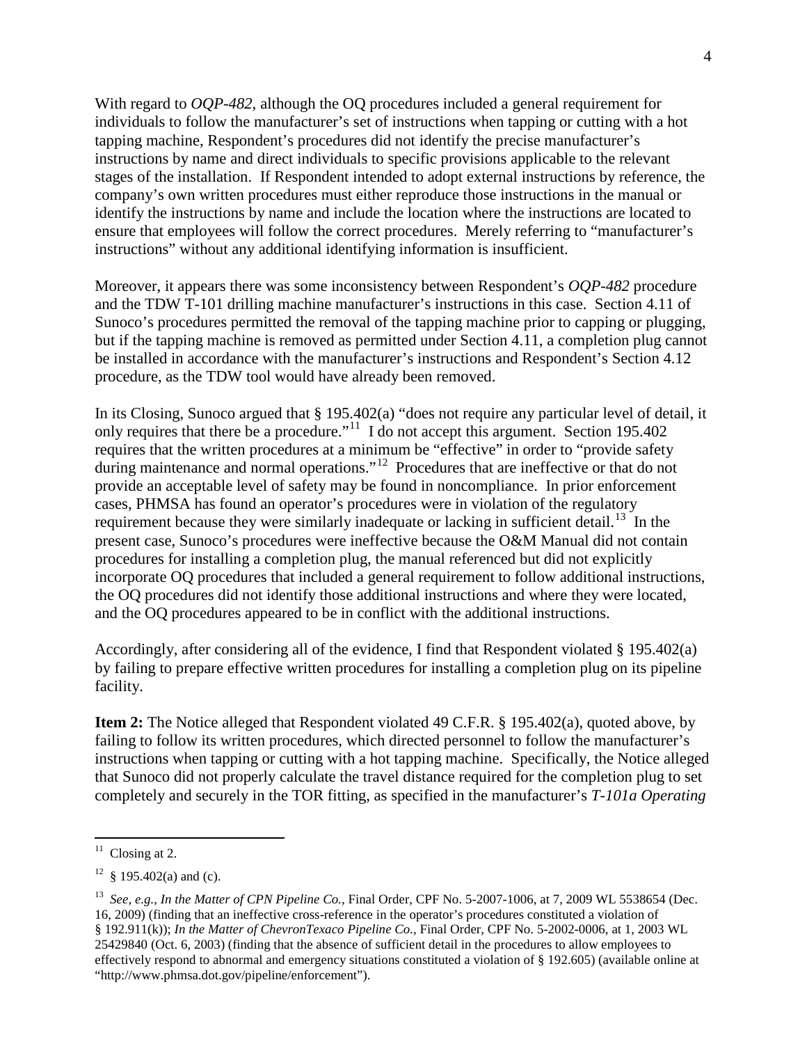With regard to *OQP-482*, although the OQ procedures included a general requirement for individuals to follow the manufacturer's set of instructions when tapping or cutting with a hot tapping machine, Respondent's procedures did not identify the precise manufacturer's instructions by name and direct individuals to specific provisions applicable to the relevant stages of the installation. If Respondent intended to adopt external instructions by reference, the company's own written procedures must either reproduce those instructions in the manual or identify the instructions by name and include the location where the instructions are located to ensure that employees will follow the correct procedures. Merely referring to "manufacturer's instructions" without any additional identifying information is insufficient.

Moreover, it appears there was some inconsistency between Respondent's *OQP-482* procedure and the TDW T-101 drilling machine manufacturer's instructions in this case. Section 4.11 of Sunoco's procedures permitted the removal of the tapping machine prior to capping or plugging, but if the tapping machine is removed as permitted under Section 4.11, a completion plug cannot be installed in accordance with the manufacturer's instructions and Respondent's Section 4.12 procedure, as the TDW tool would have already been removed.

In its Closing, Sunoco argued that § 195.402(a) "does not require any particular level of detail, it only requires that there be a procedure."[11] I do not accept this argument. Section 195.402 requires that the written procedures at a minimum be "effective" in order to "provide safety during maintenance and normal operations."[12] Procedures that are ineffective or that do not provide an acceptable level of safety may be found in noncompliance. In prior enforcement cases, PHMSA has found an operator's procedures were in violation of the regulatory requirement because they were similarly inadequate or lacking in sufficient detail.[13] In the present case, Sunoco's procedures were ineffective because the O&M Manual did not contain procedures for installing a completion plug, the manual referenced but did not explicitly incorporate OQ procedures that included a general requirement to follow additional instructions, the OQ procedures did not identify those additional instructions and where they were located, and the OQ procedures appeared to be in conflict with the additional instructions.

Accordingly, after considering all of the evidence, I find that Respondent violated § 195.402(a) by failing to prepare effective written procedures for installing a completion plug on its pipeline facility.

**Item 2:** The Notice alleged that Respondent violated 49 C.F.R. § 195.402(a), quoted above, by failing to follow its written procedures, which directed personnel to follow the manufacturer's instructions when tapping or cutting with a hot tapping machine. Specifically, the Notice alleged that Sunoco did not properly calculate the travel distance required for the completion plug to set completely and securely in the TOR fitting, as specified in the manufacturer's *T-101a Operating*

---

[11] Closing at 2.

[12] § 195.402(a) and (c).

[13] *See, e.g.*, *In the Matter of CPN Pipeline Co.*, Final Order, CPF No. 5-2007-1006, at 7, 2009 WL 5538654 (Dec. 16, 2009) (finding that an ineffective cross-reference in the operator's procedures constituted a violation of § 192.911(k)); *In the Matter of ChevronTexaco Pipeline Co.*, Final Order, CPF No. 5-2002-0006, at 1, 2003 WL 25429840 (Oct. 6, 2003) (finding that the absence of sufficient detail in the procedures to allow employees to effectively respond to abnormal and emergency situations constituted a violation of § 192.605) (available online at "http://www.phmsa.dot.gov/pipeline/enforcement").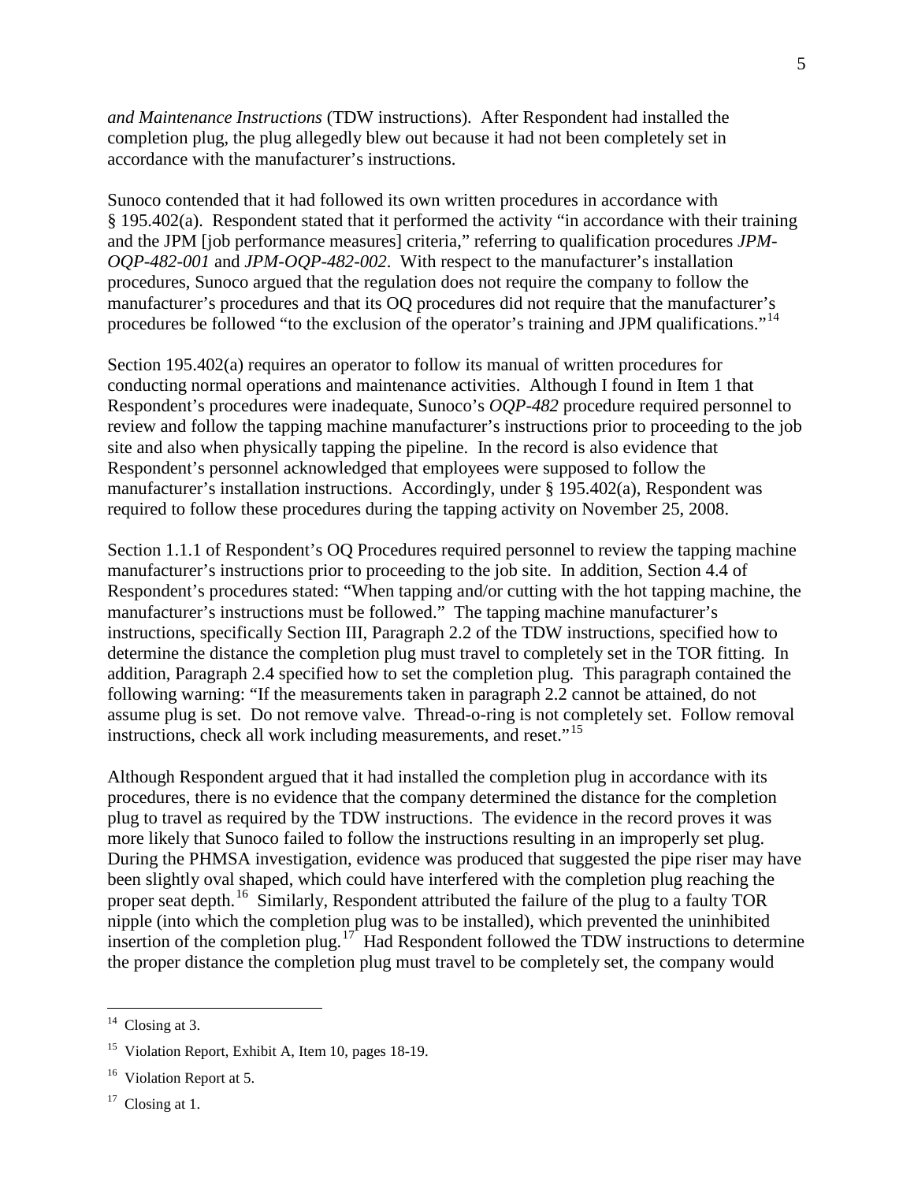*and Maintenance Instructions* (TDW instructions). After Respondent had installed the completion plug, the plug allegedly blew out because it had not been completely set in accordance with the manufacturer's instructions.

Sunoco contended that it had followed its own written procedures in accordance with § 195.402(a). Respondent stated that it performed the activity "in accordance with their training and the JPM [job performance measures] criteria," referring to qualification procedures *JPM-OQP-482-001* and *JPM-OQP-482-002*. With respect to the manufacturer's installation procedures, Sunoco argued that the regulation does not require the company to follow the manufacturer's procedures and that its OQ procedures did not require that the manufacturer's procedures be followed "to the exclusion of the operator's training and JPM qualifications."[14]

Section 195.402(a) requires an operator to follow its manual of written procedures for conducting normal operations and maintenance activities. Although I found in Item 1 that Respondent's procedures were inadequate, Sunoco's *OQP-482* procedure required personnel to review and follow the tapping machine manufacturer's instructions prior to proceeding to the job site and also when physically tapping the pipeline. In the record is also evidence that Respondent's personnel acknowledged that employees were supposed to follow the manufacturer's installation instructions. Accordingly, under § 195.402(a), Respondent was required to follow these procedures during the tapping activity on November 25, 2008.

Section 1.1.1 of Respondent's OQ Procedures required personnel to review the tapping machine manufacturer's instructions prior to proceeding to the job site. In addition, Section 4.4 of Respondent's procedures stated: "When tapping and/or cutting with the hot tapping machine, the manufacturer's instructions must be followed." The tapping machine manufacturer's instructions, specifically Section III, Paragraph 2.2 of the TDW instructions, specified how to determine the distance the completion plug must travel to completely set in the TOR fitting. In addition, Paragraph 2.4 specified how to set the completion plug. This paragraph contained the following warning: "If the measurements taken in paragraph 2.2 cannot be attained, do not assume plug is set. Do not remove valve. Thread-o-ring is not completely set. Follow removal instructions, check all work including measurements, and reset."[15]

Although Respondent argued that it had installed the completion plug in accordance with its procedures, there is no evidence that the company determined the distance for the completion plug to travel as required by the TDW instructions. The evidence in the record proves it was more likely that Sunoco failed to follow the instructions resulting in an improperly set plug. During the PHMSA investigation, evidence was produced that suggested the pipe riser may have been slightly oval shaped, which could have interfered with the completion plug reaching the proper seat depth.[16] Similarly, Respondent attributed the failure of the plug to a faulty TOR nipple (into which the completion plug was to be installed), which prevented the uninhibited insertion of the completion plug.[17] Had Respondent followed the TDW instructions to determine the proper distance the completion plug must travel to be completely set, the company would

---

[14] Closing at 3.

[15] Violation Report, Exhibit A, Item 10, pages 18-19.

[16] Violation Report at 5.

[17] Closing at 1.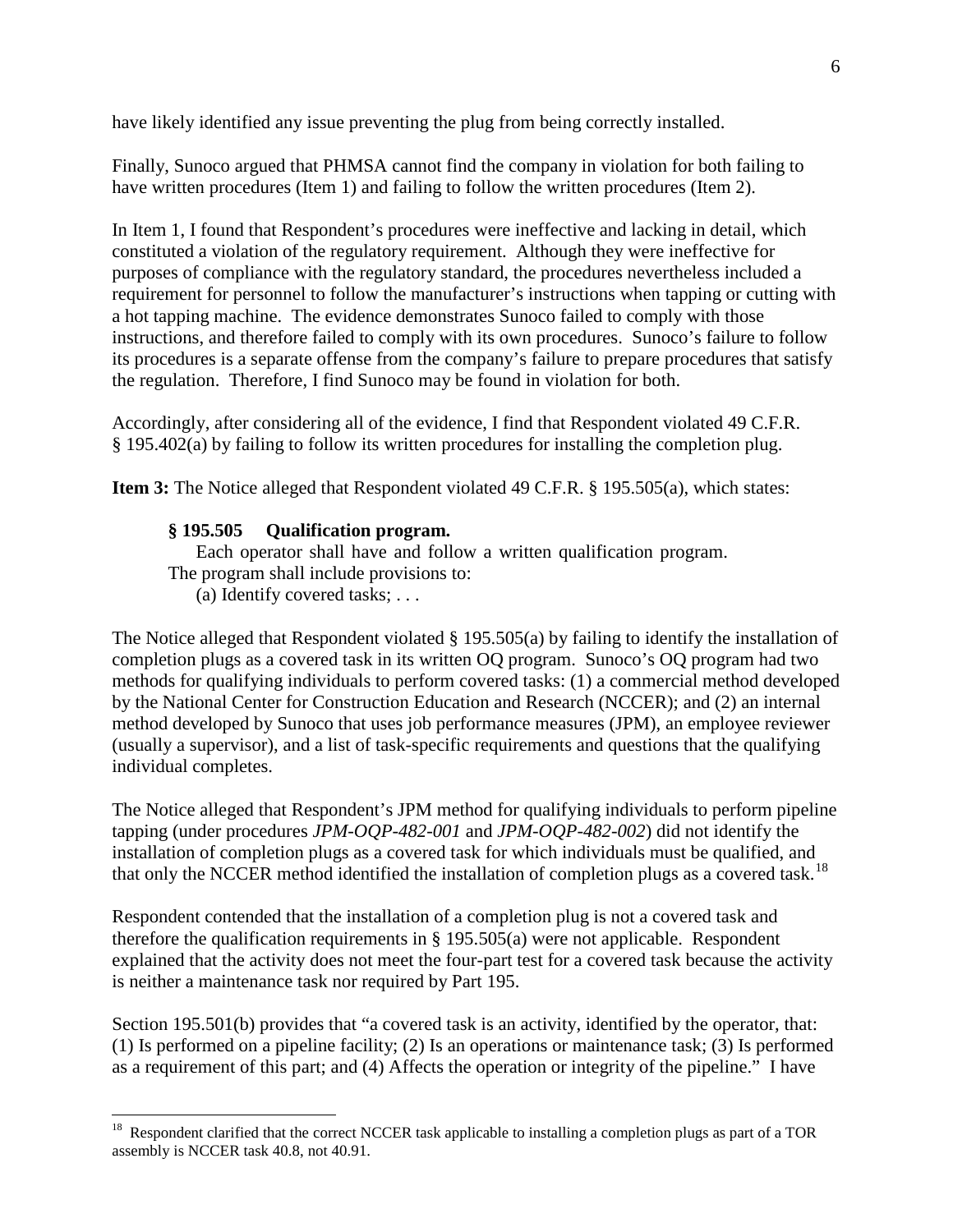have likely identified any issue preventing the plug from being correctly installed.

Finally, Sunoco argued that PHMSA cannot find the company in violation for both failing to have written procedures (Item 1) and failing to follow the written procedures (Item 2).

In Item 1, I found that Respondent's procedures were ineffective and lacking in detail, which constituted a violation of the regulatory requirement. Although they were ineffective for purposes of compliance with the regulatory standard, the procedures nevertheless included a requirement for personnel to follow the manufacturer's instructions when tapping or cutting with a hot tapping machine. The evidence demonstrates Sunoco failed to comply with those instructions, and therefore failed to comply with its own procedures. Sunoco's failure to follow its procedures is a separate offense from the company's failure to prepare procedures that satisfy the regulation. Therefore, I find Sunoco may be found in violation for both.

Accordingly, after considering all of the evidence, I find that Respondent violated 49 C.F.R. § 195.402(a) by failing to follow its written procedures for installing the completion plug.

**Item 3:** The Notice alleged that Respondent violated 49 C.F.R. § 195.505(a), which states:

> **§ 195.505 Qualification program.**
> Each operator shall have and follow a written qualification program. The program shall include provisions to:
> (a) Identify covered tasks; . . .

The Notice alleged that Respondent violated § 195.505(a) by failing to identify the installation of completion plugs as a covered task in its written OQ program. Sunoco's OQ program had two methods for qualifying individuals to perform covered tasks: (1) a commercial method developed by the National Center for Construction Education and Research (NCCER); and (2) an internal method developed by Sunoco that uses job performance measures (JPM), an employee reviewer (usually a supervisor), and a list of task-specific requirements and questions that the qualifying individual completes.

The Notice alleged that Respondent's JPM method for qualifying individuals to perform pipeline tapping (under procedures *JPM-OQP-482-001* and *JPM-OQP-482-002*) did not identify the installation of completion plugs as a covered task for which individuals must be qualified, and that only the NCCER method identified the installation of completion plugs as a covered task.[18]

Respondent contended that the installation of a completion plug is not a covered task and therefore the qualification requirements in § 195.505(a) were not applicable. Respondent explained that the activity does not meet the four-part test for a covered task because the activity is neither a maintenance task nor required by Part 195.

Section 195.501(b) provides that "a covered task is an activity, identified by the operator, that: (1) Is performed on a pipeline facility; (2) Is an operations or maintenance task; (3) Is performed as a requirement of this part; and (4) Affects the operation or integrity of the pipeline." I have

[18] Respondent clarified that the correct NCCER task applicable to installing a completion plugs as part of a TOR assembly is NCCER task 40.8, not 40.91.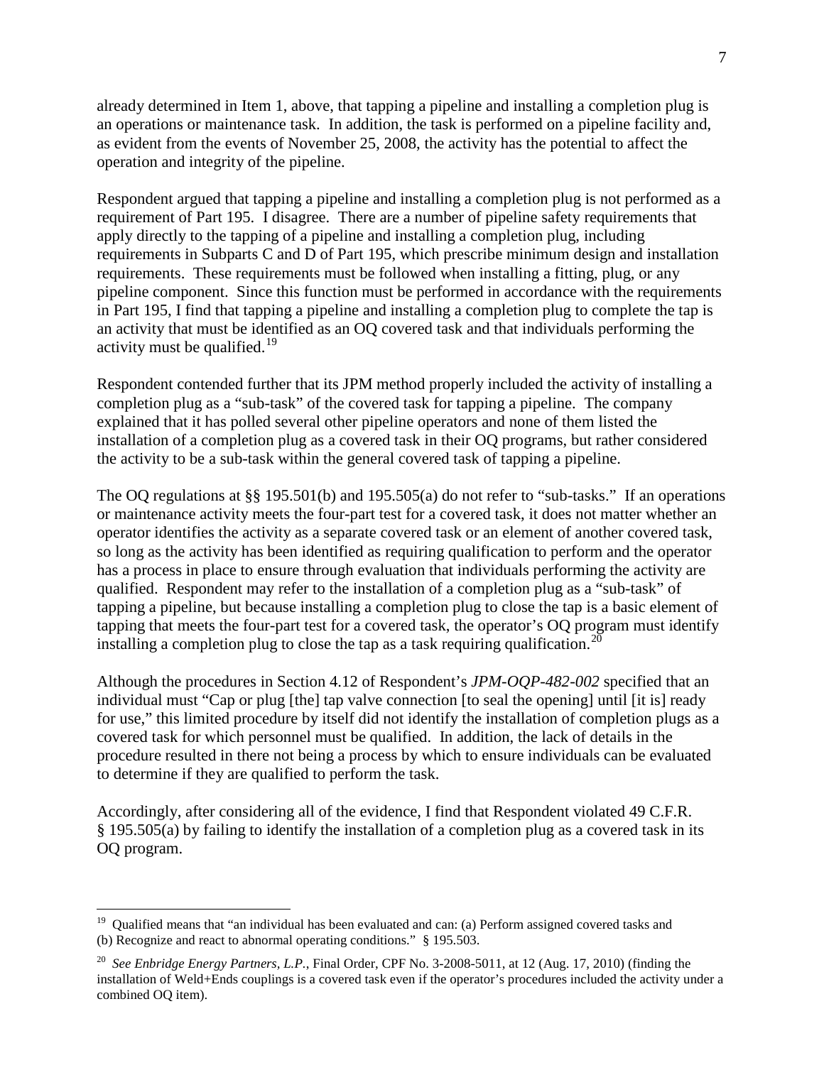already determined in Item 1, above, that tapping a pipeline and installing a completion plug is an operations or maintenance task. In addition, the task is performed on a pipeline facility and, as evident from the events of November 25, 2008, the activity has the potential to affect the operation and integrity of the pipeline.

Respondent argued that tapping a pipeline and installing a completion plug is not performed as a requirement of Part 195. I disagree. There are a number of pipeline safety requirements that apply directly to the tapping of a pipeline and installing a completion plug, including requirements in Subparts C and D of Part 195, which prescribe minimum design and installation requirements. These requirements must be followed when installing a fitting, plug, or any pipeline component. Since this function must be performed in accordance with the requirements in Part 195, I find that tapping a pipeline and installing a completion plug to complete the tap is an activity that must be identified as an OQ covered task and that individuals performing the activity must be qualified.[19]

Respondent contended further that its JPM method properly included the activity of installing a completion plug as a "sub-task" of the covered task for tapping a pipeline. The company explained that it has polled several other pipeline operators and none of them listed the installation of a completion plug as a covered task in their OQ programs, but rather considered the activity to be a sub-task within the general covered task of tapping a pipeline.

The OQ regulations at §§ 195.501(b) and 195.505(a) do not refer to "sub-tasks." If an operations or maintenance activity meets the four-part test for a covered task, it does not matter whether an operator identifies the activity as a separate covered task or an element of another covered task, so long as the activity has been identified as requiring qualification to perform and the operator has a process in place to ensure through evaluation that individuals performing the activity are qualified. Respondent may refer to the installation of a completion plug as a "sub-task" of tapping a pipeline, but because installing a completion plug to close the tap is a basic element of tapping that meets the four-part test for a covered task, the operator's OQ program must identify installing a completion plug to close the tap as a task requiring qualification.[20]

Although the procedures in Section 4.12 of Respondent's *JPM-OQP-482-002* specified that an individual must "Cap or plug [the] tap valve connection [to seal the opening] until [it is] ready for use," this limited procedure by itself did not identify the installation of completion plugs as a covered task for which personnel must be qualified. In addition, the lack of details in the procedure resulted in there not being a process by which to ensure individuals can be evaluated to determine if they are qualified to perform the task.

Accordingly, after considering all of the evidence, I find that Respondent violated 49 C.F.R. § 195.505(a) by failing to identify the installation of a completion plug as a covered task in its OQ program.

---

[19] Qualified means that "an individual has been evaluated and can: (a) Perform assigned covered tasks and (b) Recognize and react to abnormal operating conditions." § 195.503.

[20] *See Enbridge Energy Partners, L.P.*, Final Order, CPF No. 3-2008-5011, at 12 (Aug. 17, 2010) (finding the installation of Weld+Ends couplings is a covered task even if the operator's procedures included the activity under a combined OQ item).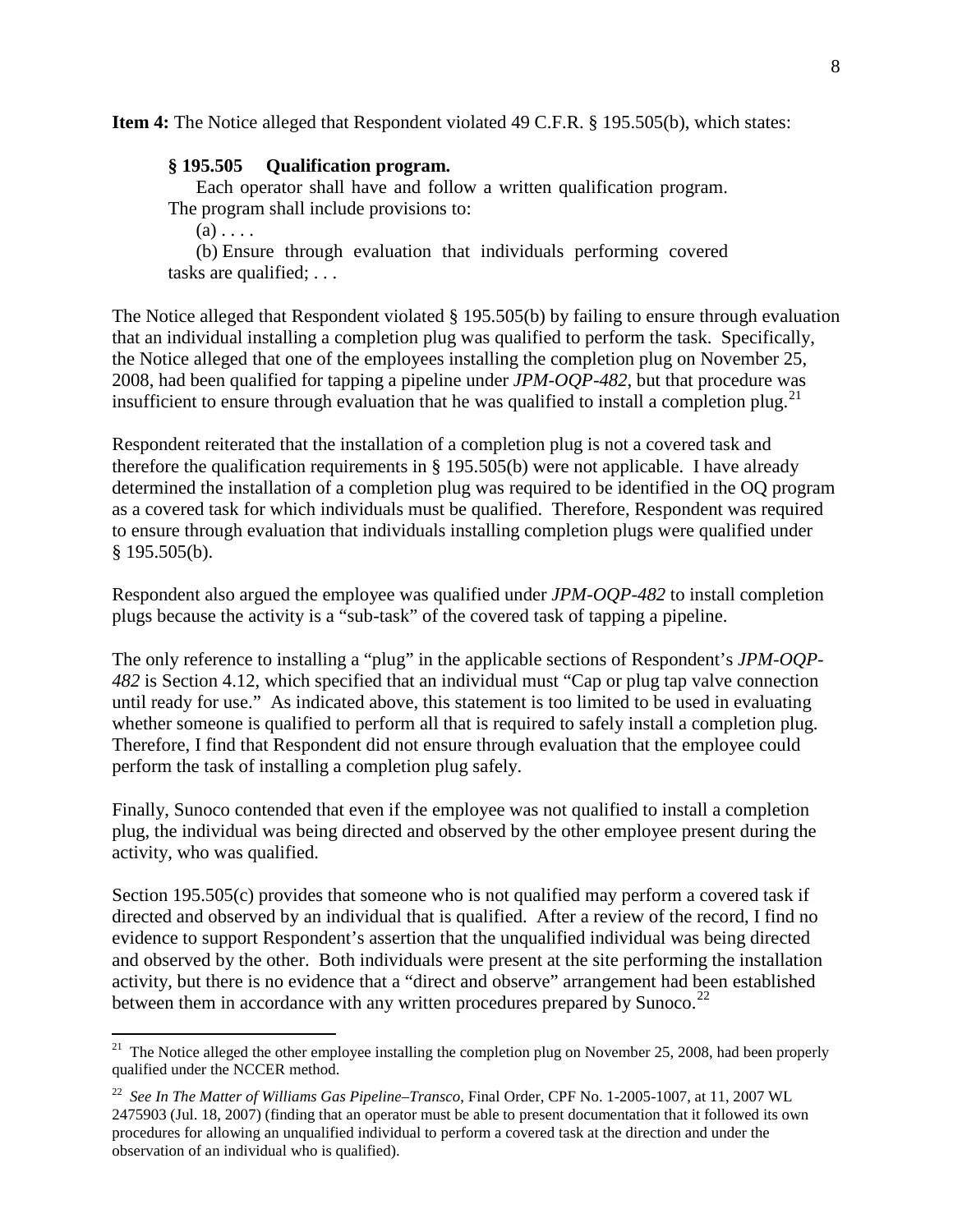**Item 4:** The Notice alleged that Respondent violated 49 C.F.R. § 195.505(b), which states:

> **§ 195.505 Qualification program.**
>
> Each operator shall have and follow a written qualification program. The program shall include provisions to:
>
> (a) . . . .
>
> (b) Ensure through evaluation that individuals performing covered tasks are qualified; . . .

The Notice alleged that Respondent violated § 195.505(b) by failing to ensure through evaluation that an individual installing a completion plug was qualified to perform the task. Specifically, the Notice alleged that one of the employees installing the completion plug on November 25, 2008, had been qualified for tapping a pipeline under *JPM-OQP-482*, but that procedure was insufficient to ensure through evaluation that he was qualified to install a completion plug.[21]

Respondent reiterated that the installation of a completion plug is not a covered task and therefore the qualification requirements in § 195.505(b) were not applicable. I have already determined the installation of a completion plug was required to be identified in the OQ program as a covered task for which individuals must be qualified. Therefore, Respondent was required to ensure through evaluation that individuals installing completion plugs were qualified under § 195.505(b).

Respondent also argued the employee was qualified under *JPM-OQP-482* to install completion plugs because the activity is a "sub-task" of the covered task of tapping a pipeline.

The only reference to installing a "plug" in the applicable sections of Respondent's *JPM-OQP-482* is Section 4.12, which specified that an individual must "Cap or plug tap valve connection until ready for use." As indicated above, this statement is too limited to be used in evaluating whether someone is qualified to perform all that is required to safely install a completion plug. Therefore, I find that Respondent did not ensure through evaluation that the employee could perform the task of installing a completion plug safely.

Finally, Sunoco contended that even if the employee was not qualified to install a completion plug, the individual was being directed and observed by the other employee present during the activity, who was qualified.

Section 195.505(c) provides that someone who is not qualified may perform a covered task if directed and observed by an individual that is qualified. After a review of the record, I find no evidence to support Respondent's assertion that the unqualified individual was being directed and observed by the other. Both individuals were present at the site performing the installation activity, but there is no evidence that a "direct and observe" arrangement had been established between them in accordance with any written procedures prepared by Sunoco.[22]

---

[21] The Notice alleged the other employee installing the completion plug on November 25, 2008, had been properly qualified under the NCCER method.

[22] *See In The Matter of Williams Gas Pipeline–Transco*, Final Order, CPF No. 1-2005-1007, at 11, 2007 WL 2475903 (Jul. 18, 2007) (finding that an operator must be able to present documentation that it followed its own procedures for allowing an unqualified individual to perform a covered task at the direction and under the observation of an individual who is qualified).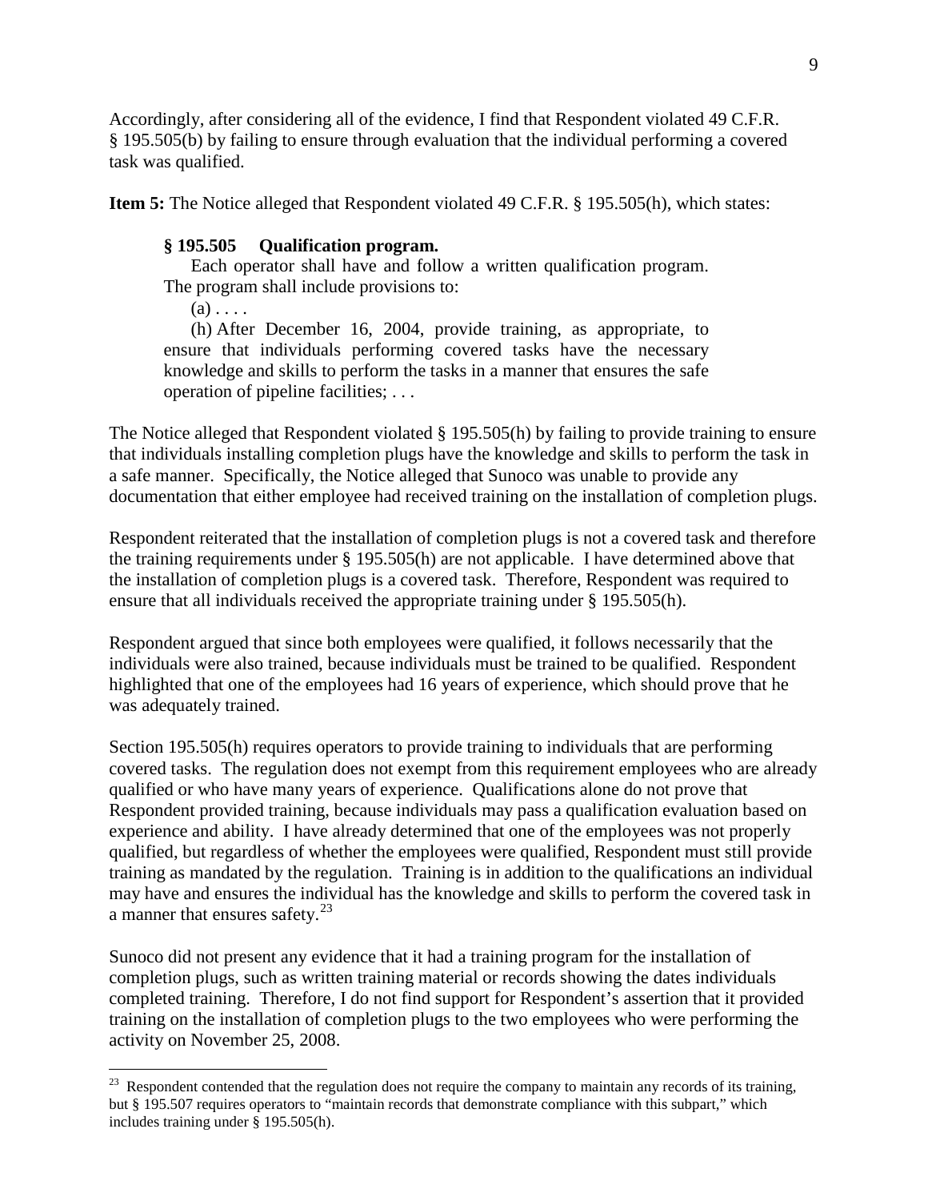Accordingly, after considering all of the evidence, I find that Respondent violated 49 C.F.R. § 195.505(b) by failing to ensure through evaluation that the individual performing a covered task was qualified.

**Item 5:** The Notice alleged that Respondent violated 49 C.F.R. § 195.505(h), which states:

> **§ 195.505 Qualification program.**
>
> Each operator shall have and follow a written qualification program. The program shall include provisions to:
>
> (a) . . . .
>
> (h) After December 16, 2004, provide training, as appropriate, to ensure that individuals performing covered tasks have the necessary knowledge and skills to perform the tasks in a manner that ensures the safe operation of pipeline facilities; . . .

The Notice alleged that Respondent violated § 195.505(h) by failing to provide training to ensure that individuals installing completion plugs have the knowledge and skills to perform the task in a safe manner. Specifically, the Notice alleged that Sunoco was unable to provide any documentation that either employee had received training on the installation of completion plugs.

Respondent reiterated that the installation of completion plugs is not a covered task and therefore the training requirements under § 195.505(h) are not applicable. I have determined above that the installation of completion plugs is a covered task. Therefore, Respondent was required to ensure that all individuals received the appropriate training under § 195.505(h).

Respondent argued that since both employees were qualified, it follows necessarily that the individuals were also trained, because individuals must be trained to be qualified. Respondent highlighted that one of the employees had 16 years of experience, which should prove that he was adequately trained.

Section 195.505(h) requires operators to provide training to individuals that are performing covered tasks. The regulation does not exempt from this requirement employees who are already qualified or who have many years of experience. Qualifications alone do not prove that Respondent provided training, because individuals may pass a qualification evaluation based on experience and ability. I have already determined that one of the employees was not properly qualified, but regardless of whether the employees were qualified, Respondent must still provide training as mandated by the regulation. Training is in addition to the qualifications an individual may have and ensures the individual has the knowledge and skills to perform the covered task in a manner that ensures safety.[23]

Sunoco did not present any evidence that it had a training program for the installation of completion plugs, such as written training material or records showing the dates individuals completed training. Therefore, I do not find support for Respondent's assertion that it provided training on the installation of completion plugs to the two employees who were performing the activity on November 25, 2008.

---

[23] Respondent contended that the regulation does not require the company to maintain any records of its training, but § 195.507 requires operators to "maintain records that demonstrate compliance with this subpart," which includes training under § 195.505(h).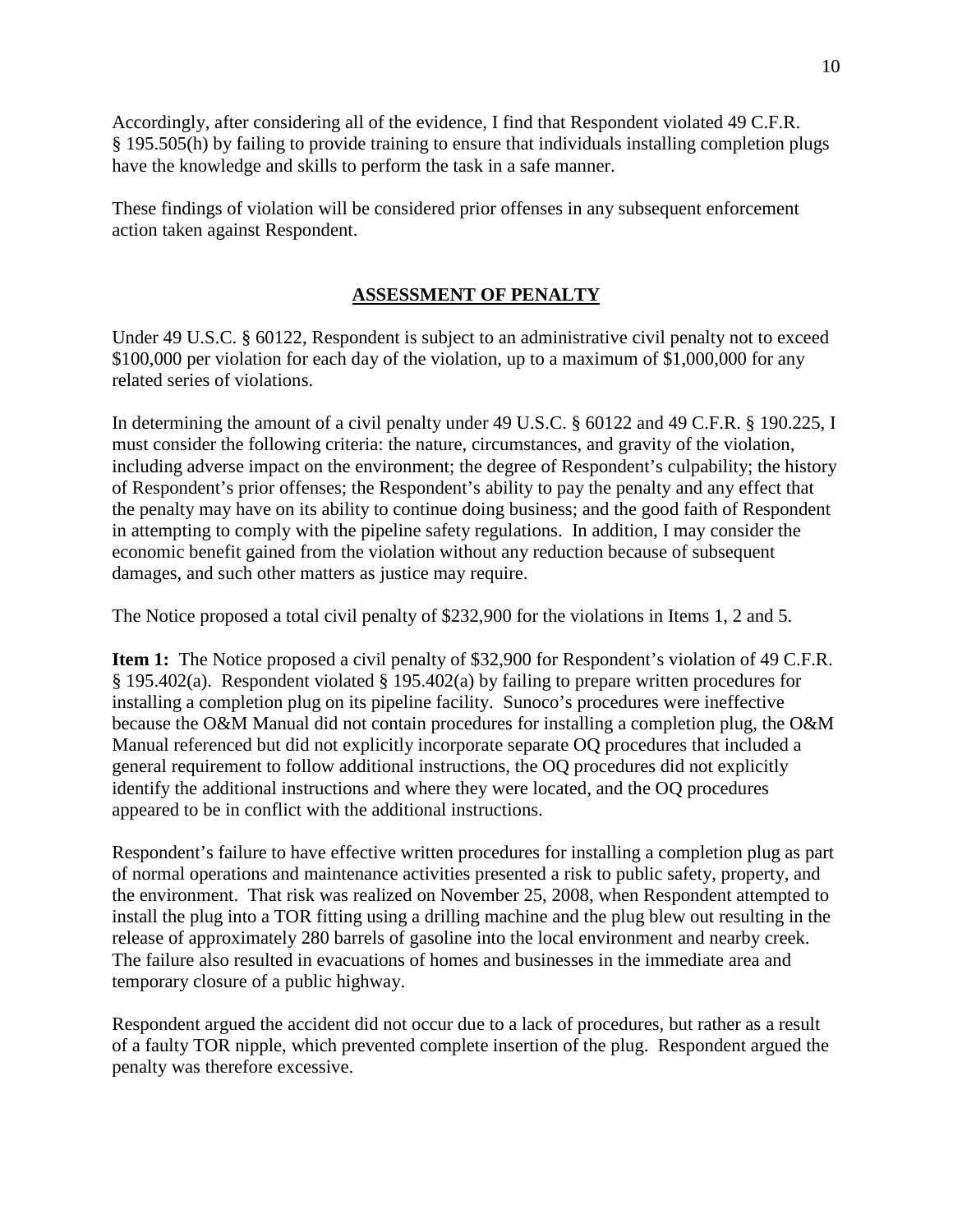Accordingly, after considering all of the evidence, I find that Respondent violated 49 C.F.R. § 195.505(h) by failing to provide training to ensure that individuals installing completion plugs have the knowledge and skills to perform the task in a safe manner.

These findings of violation will be considered prior offenses in any subsequent enforcement action taken against Respondent.

## ASSESSMENT OF PENALTY

Under 49 U.S.C. § 60122, Respondent is subject to an administrative civil penalty not to exceed $100,000 per violation for each day of the violation, up to a maximum of $1,000,000 for any related series of violations.

In determining the amount of a civil penalty under 49 U.S.C. § 60122 and 49 C.F.R. § 190.225, I must consider the following criteria: the nature, circumstances, and gravity of the violation, including adverse impact on the environment; the degree of Respondent's culpability; the history of Respondent's prior offenses; the Respondent's ability to pay the penalty and any effect that the penalty may have on its ability to continue doing business; and the good faith of Respondent in attempting to comply with the pipeline safety regulations. In addition, I may consider the economic benefit gained from the violation without any reduction because of subsequent damages, and such other matters as justice may require.

The Notice proposed a total civil penalty of $232,900 for the violations in Items 1, 2 and 5.

**Item 1:** The Notice proposed a civil penalty of $32,900 for Respondent's violation of 49 C.F.R. § 195.402(a). Respondent violated § 195.402(a) by failing to prepare written procedures for installing a completion plug on its pipeline facility. Sunoco's procedures were ineffective because the O&M Manual did not contain procedures for installing a completion plug, the O&M Manual referenced but did not explicitly incorporate separate OQ procedures that included a general requirement to follow additional instructions, the OQ procedures did not explicitly identify the additional instructions and where they were located, and the OQ procedures appeared to be in conflict with the additional instructions.

Respondent's failure to have effective written procedures for installing a completion plug as part of normal operations and maintenance activities presented a risk to public safety, property, and the environment. That risk was realized on November 25, 2008, when Respondent attempted to install the plug into a TOR fitting using a drilling machine and the plug blew out resulting in the release of approximately 280 barrels of gasoline into the local environment and nearby creek. The failure also resulted in evacuations of homes and businesses in the immediate area and temporary closure of a public highway.

Respondent argued the accident did not occur due to a lack of procedures, but rather as a result of a faulty TOR nipple, which prevented complete insertion of the plug. Respondent argued the penalty was therefore excessive.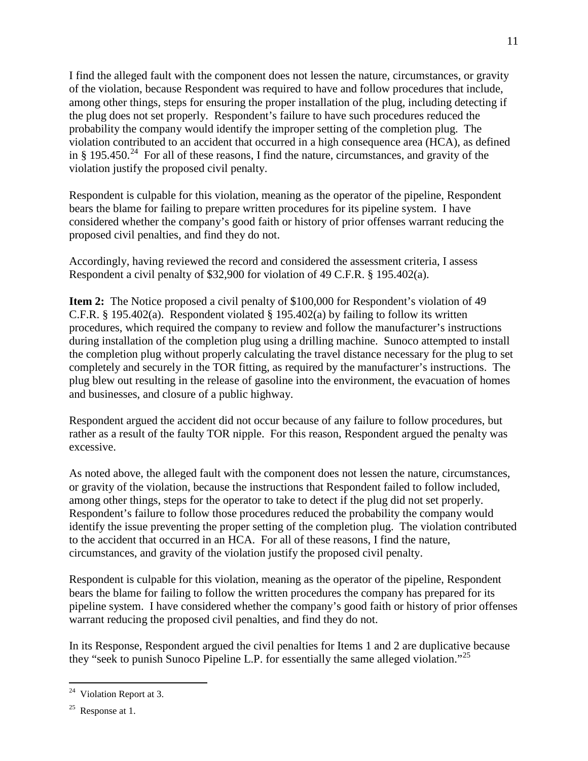I find the alleged fault with the component does not lessen the nature, circumstances, or gravity of the violation, because Respondent was required to have and follow procedures that include, among other things, steps for ensuring the proper installation of the plug, including detecting if the plug does not set properly. Respondent's failure to have such procedures reduced the probability the company would identify the improper setting of the completion plug. The violation contributed to an accident that occurred in a high consequence area (HCA), as defined in § 195.450.[24] For all of these reasons, I find the nature, circumstances, and gravity of the violation justify the proposed civil penalty.

Respondent is culpable for this violation, meaning as the operator of the pipeline, Respondent bears the blame for failing to prepare written procedures for its pipeline system. I have considered whether the company's good faith or history of prior offenses warrant reducing the proposed civil penalties, and find they do not.

Accordingly, having reviewed the record and considered the assessment criteria, I assess Respondent a civil penalty of $32,900 for violation of 49 C.F.R. § 195.402(a).

**Item 2:** The Notice proposed a civil penalty of $100,000 for Respondent's violation of 49 C.F.R. § 195.402(a). Respondent violated § 195.402(a) by failing to follow its written procedures, which required the company to review and follow the manufacturer's instructions during installation of the completion plug using a drilling machine. Sunoco attempted to install the completion plug without properly calculating the travel distance necessary for the plug to set completely and securely in the TOR fitting, as required by the manufacturer's instructions. The plug blew out resulting in the release of gasoline into the environment, the evacuation of homes and businesses, and closure of a public highway.

Respondent argued the accident did not occur because of any failure to follow procedures, but rather as a result of the faulty TOR nipple. For this reason, Respondent argued the penalty was excessive.

As noted above, the alleged fault with the component does not lessen the nature, circumstances, or gravity of the violation, because the instructions that Respondent failed to follow included, among other things, steps for the operator to take to detect if the plug did not set properly. Respondent's failure to follow those procedures reduced the probability the company would identify the issue preventing the proper setting of the completion plug. The violation contributed to the accident that occurred in an HCA. For all of these reasons, I find the nature, circumstances, and gravity of the violation justify the proposed civil penalty.

Respondent is culpable for this violation, meaning as the operator of the pipeline, Respondent bears the blame for failing to follow the written procedures the company has prepared for its pipeline system. I have considered whether the company's good faith or history of prior offenses warrant reducing the proposed civil penalties, and find they do not.

In its Response, Respondent argued the civil penalties for Items 1 and 2 are duplicative because they "seek to punish Sunoco Pipeline L.P. for essentially the same alleged violation."[25]

---

[24] Violation Report at 3.

[25] Response at 1.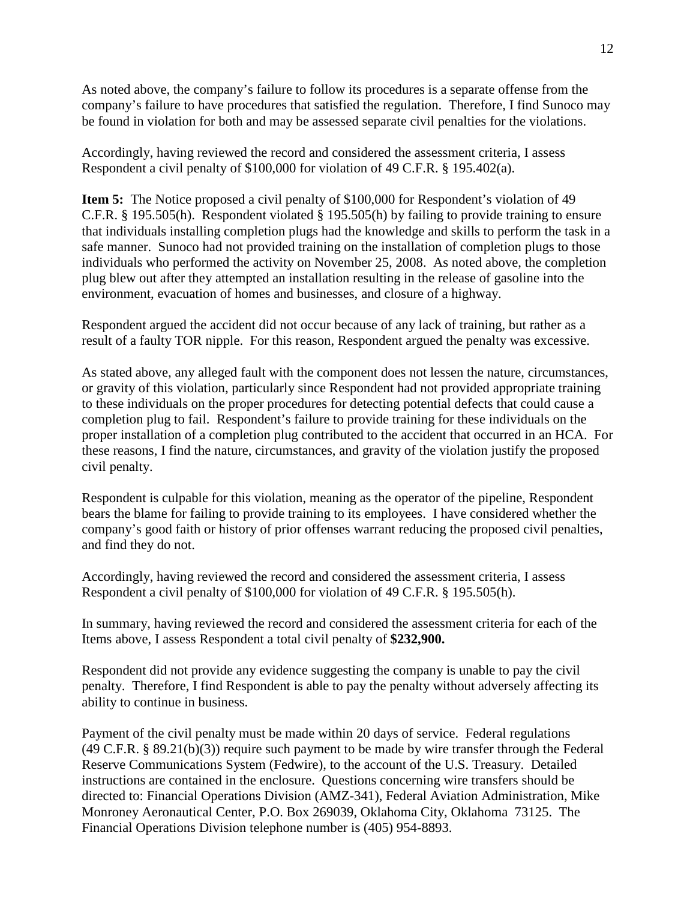As noted above, the company's failure to follow its procedures is a separate offense from the company's failure to have procedures that satisfied the regulation. Therefore, I find Sunoco may be found in violation for both and may be assessed separate civil penalties for the violations.

Accordingly, having reviewed the record and considered the assessment criteria, I assess Respondent a civil penalty of $100,000 for violation of 49 C.F.R. § 195.402(a).

**Item 5:** The Notice proposed a civil penalty of $100,000 for Respondent's violation of 49 C.F.R. § 195.505(h). Respondent violated § 195.505(h) by failing to provide training to ensure that individuals installing completion plugs had the knowledge and skills to perform the task in a safe manner. Sunoco had not provided training on the installation of completion plugs to those individuals who performed the activity on November 25, 2008. As noted above, the completion plug blew out after they attempted an installation resulting in the release of gasoline into the environment, evacuation of homes and businesses, and closure of a highway.

Respondent argued the accident did not occur because of any lack of training, but rather as a result of a faulty TOR nipple. For this reason, Respondent argued the penalty was excessive.

As stated above, any alleged fault with the component does not lessen the nature, circumstances, or gravity of this violation, particularly since Respondent had not provided appropriate training to these individuals on the proper procedures for detecting potential defects that could cause a completion plug to fail. Respondent's failure to provide training for these individuals on the proper installation of a completion plug contributed to the accident that occurred in an HCA. For these reasons, I find the nature, circumstances, and gravity of the violation justify the proposed civil penalty.

Respondent is culpable for this violation, meaning as the operator of the pipeline, Respondent bears the blame for failing to provide training to its employees. I have considered whether the company's good faith or history of prior offenses warrant reducing the proposed civil penalties, and find they do not.

Accordingly, having reviewed the record and considered the assessment criteria, I assess Respondent a civil penalty of $100,000 for violation of 49 C.F.R. § 195.505(h).

In summary, having reviewed the record and considered the assessment criteria for each of the Items above, I assess Respondent a total civil penalty of **$232,900.**

Respondent did not provide any evidence suggesting the company is unable to pay the civil penalty. Therefore, I find Respondent is able to pay the penalty without adversely affecting its ability to continue in business.

Payment of the civil penalty must be made within 20 days of service. Federal regulations (49 C.F.R. § 89.21(b)(3)) require such payment to be made by wire transfer through the Federal Reserve Communications System (Fedwire), to the account of the U.S. Treasury. Detailed instructions are contained in the enclosure. Questions concerning wire transfers should be directed to: Financial Operations Division (AMZ-341), Federal Aviation Administration, Mike Monroney Aeronautical Center, P.O. Box 269039, Oklahoma City, Oklahoma 73125. The Financial Operations Division telephone number is (405) 954-8893.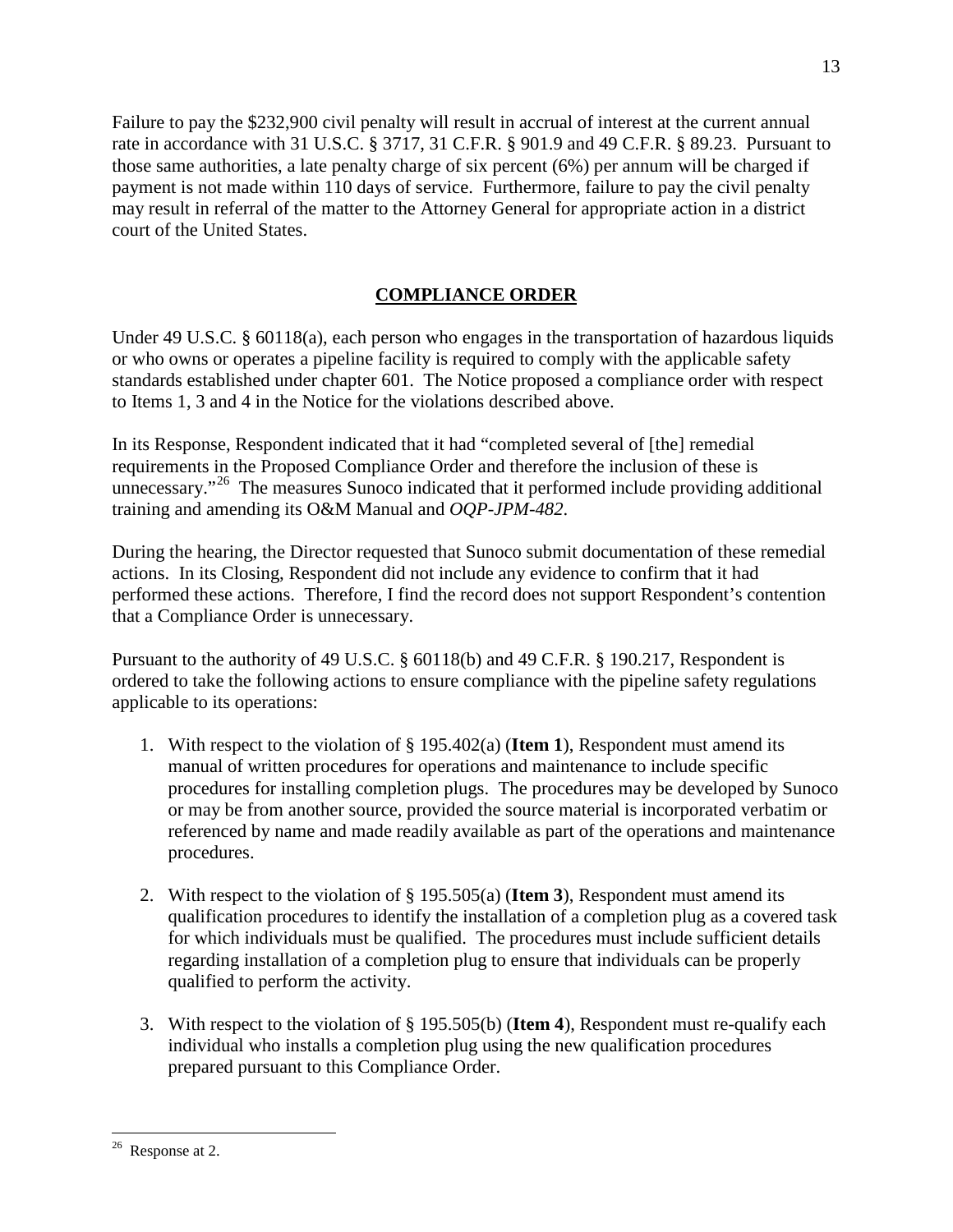Failure to pay the $232,900 civil penalty will result in accrual of interest at the current annual rate in accordance with 31 U.S.C. § 3717, 31 C.F.R. § 901.9 and 49 C.F.R. § 89.23. Pursuant to those same authorities, a late penalty charge of six percent (6%) per annum will be charged if payment is not made within 110 days of service. Furthermore, failure to pay the civil penalty may result in referral of the matter to the Attorney General for appropriate action in a district court of the United States.

## COMPLIANCE ORDER

Under 49 U.S.C. § 60118(a), each person who engages in the transportation of hazardous liquids or who owns or operates a pipeline facility is required to comply with the applicable safety standards established under chapter 601. The Notice proposed a compliance order with respect to Items 1, 3 and 4 in the Notice for the violations described above.

In its Response, Respondent indicated that it had "completed several of [the] remedial requirements in the Proposed Compliance Order and therefore the inclusion of these is unnecessary."[26] The measures Sunoco indicated that it performed include providing additional training and amending its O&M Manual and *OQP-JPM-482*.

During the hearing, the Director requested that Sunoco submit documentation of these remedial actions. In its Closing, Respondent did not include any evidence to confirm that it had performed these actions. Therefore, I find the record does not support Respondent's contention that a Compliance Order is unnecessary.

Pursuant to the authority of 49 U.S.C. § 60118(b) and 49 C.F.R. § 190.217, Respondent is ordered to take the following actions to ensure compliance with the pipeline safety regulations applicable to its operations:

1. With respect to the violation of § 195.402(a) (**Item 1**), Respondent must amend its manual of written procedures for operations and maintenance to include specific procedures for installing completion plugs. The procedures may be developed by Sunoco or may be from another source, provided the source material is incorporated verbatim or referenced by name and made readily available as part of the operations and maintenance procedures.

2. With respect to the violation of § 195.505(a) (**Item 3**), Respondent must amend its qualification procedures to identify the installation of a completion plug as a covered task for which individuals must be qualified. The procedures must include sufficient details regarding installation of a completion plug to ensure that individuals can be properly qualified to perform the activity.

3. With respect to the violation of § 195.505(b) (**Item 4**), Respondent must re-qualify each individual who installs a completion plug using the new qualification procedures prepared pursuant to this Compliance Order.

---

[26] Response at 2.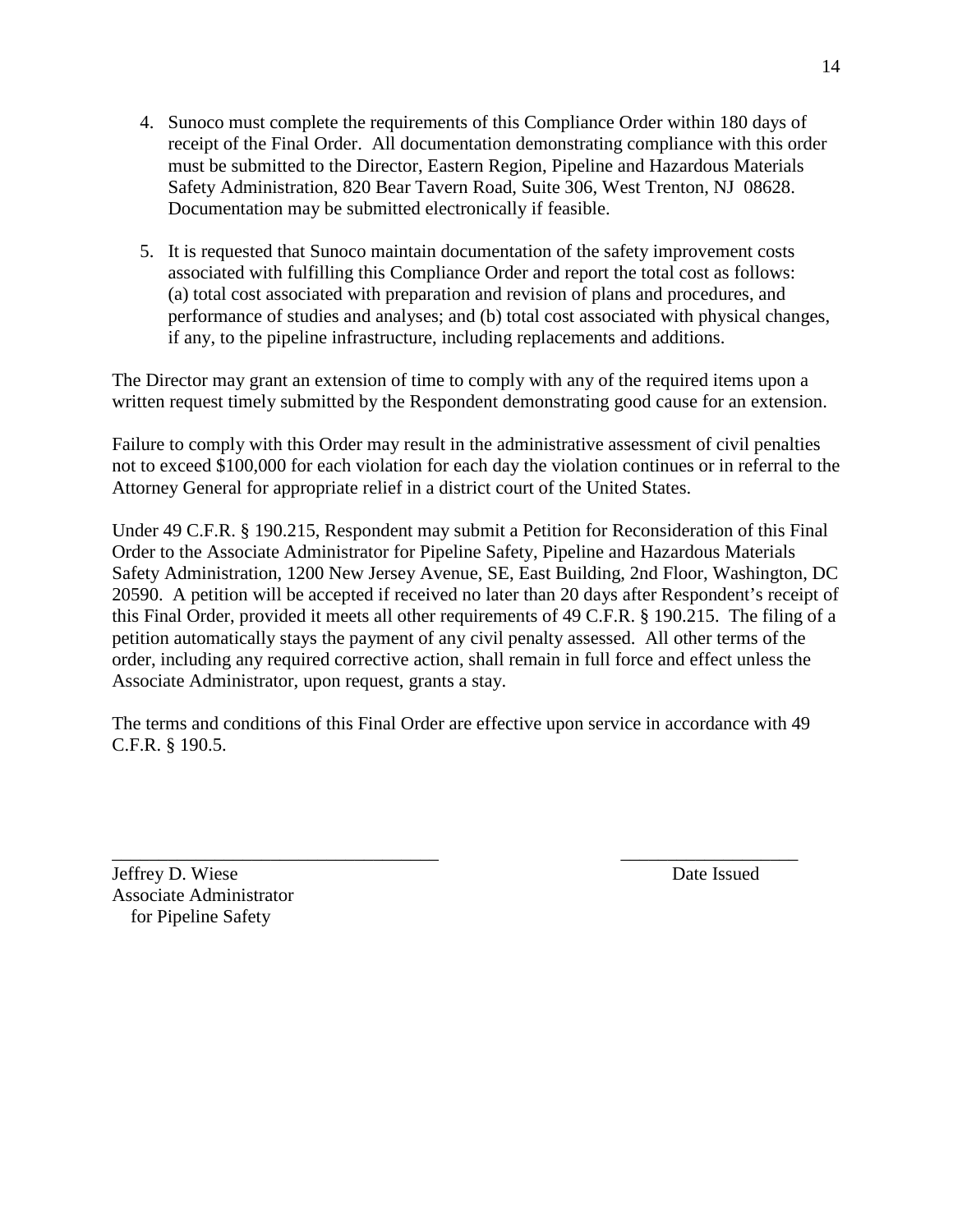4. Sunoco must complete the requirements of this Compliance Order within 180 days of receipt of the Final Order. All documentation demonstrating compliance with this order must be submitted to the Director, Eastern Region, Pipeline and Hazardous Materials Safety Administration, 820 Bear Tavern Road, Suite 306, West Trenton, NJ 08628. Documentation may be submitted electronically if feasible.

5. It is requested that Sunoco maintain documentation of the safety improvement costs associated with fulfilling this Compliance Order and report the total cost as follows: (a) total cost associated with preparation and revision of plans and procedures, and performance of studies and analyses; and (b) total cost associated with physical changes, if any, to the pipeline infrastructure, including replacements and additions.

The Director may grant an extension of time to comply with any of the required items upon a written request timely submitted by the Respondent demonstrating good cause for an extension.

Failure to comply with this Order may result in the administrative assessment of civil penalties not to exceed $100,000 for each violation for each day the violation continues or in referral to the Attorney General for appropriate relief in a district court of the United States.

Under 49 C.F.R. § 190.215, Respondent may submit a Petition for Reconsideration of this Final Order to the Associate Administrator for Pipeline Safety, Pipeline and Hazardous Materials Safety Administration, 1200 New Jersey Avenue, SE, East Building, 2nd Floor, Washington, DC 20590. A petition will be accepted if received no later than 20 days after Respondent's receipt of this Final Order, provided it meets all other requirements of 49 C.F.R. § 190.215. The filing of a petition automatically stays the payment of any civil penalty assessed. All other terms of the order, including any required corrective action, shall remain in full force and effect unless the Associate Administrator, upon request, grants a stay.

The terms and conditions of this Final Order are effective upon service in accordance with 49 C.F.R. § 190.5.

___________________________________ ___________________

Jeffrey D. Wiese
Associate Administrator
for Pipeline Safety

Date Issued